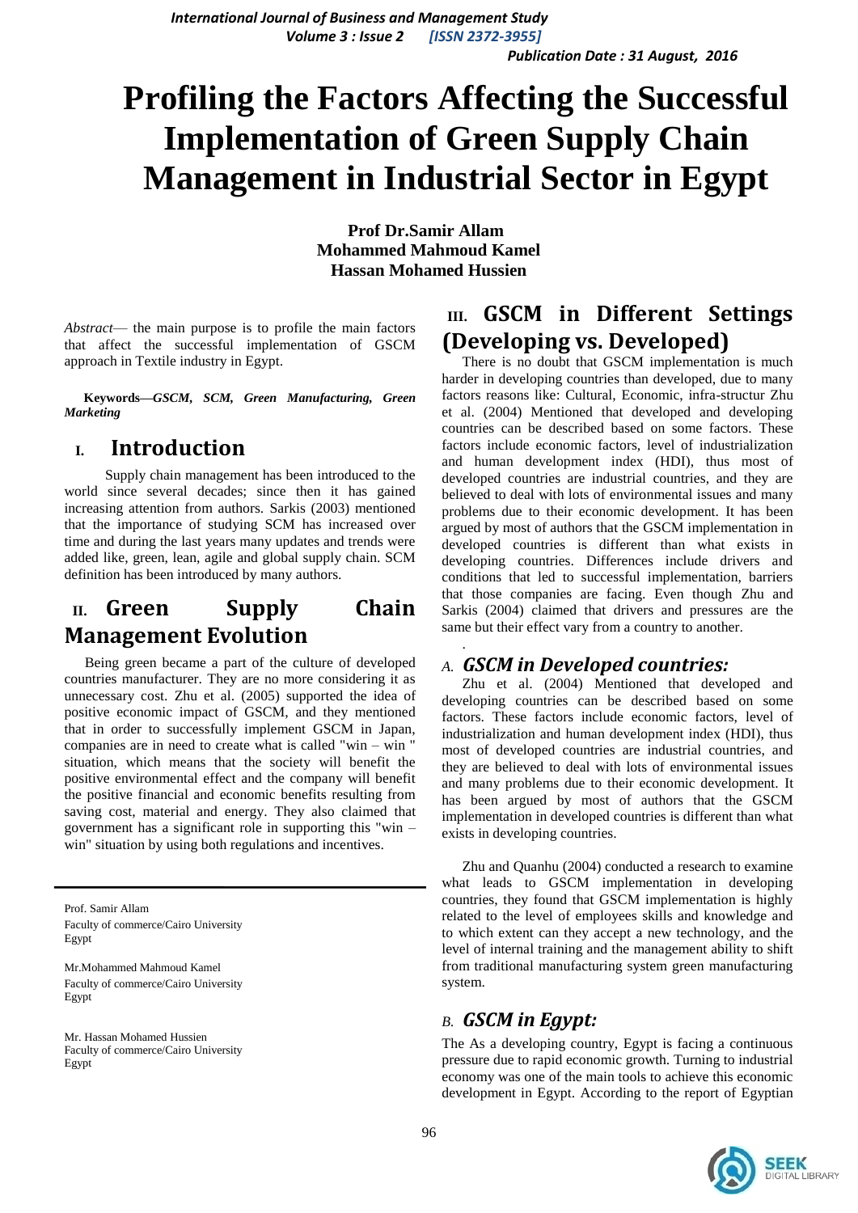# Profiling the Factors Affecting the Successful Implementation of Green Supply Chain Management in Industrial Sector in Egypt

**Prof Dr.Samir Allam**
**Mohammed Mahmoud Kamel**
**Hassan Mohamed Hussien**

*Abstract*— the main purpose is to profile the main factors that affect the successful implementation of GSCM approach in Textile industry in Egypt.

**Keywords—*GSCM, SCM, Green Manufacturing, Green Marketing***

## I. Introduction

Supply chain management has been introduced to the world since several decades; since then it has gained increasing attention from authors. Sarkis (2003) mentioned that the importance of studying SCM has increased over time and during the last years many updates and trends were added like, green, lean, agile and global supply chain. SCM definition has been introduced by many authors.

## II. Green Supply Chain Management Evolution

Being green became a part of the culture of developed countries manufacturer. They are no more considering it as unnecessary cost. Zhu et al. (2005) supported the idea of positive economic impact of GSCM, and they mentioned that in order to successfully implement GSCM in Japan, companies are in need to create what is called "win – win " situation, which means that the society will benefit the positive environmental effect and the company will benefit the positive financial and economic benefits resulting from saving cost, material and energy. They also claimed that government has a significant role in supporting this "win – win" situation by using both regulations and incentives.

Prof. Samir Allam
Faculty of commerce/Cairo University
Egypt

Mr.Mohammed Mahmoud Kamel
Faculty of commerce/Cairo University
Egypt

Mr. Hassan Mohamed Hussien
Faculty of commerce/Cairo University
Egypt

## III. GSCM in Different Settings (Developing vs. Developed)

There is no doubt that GSCM implementation is much harder in developing countries than developed, due to many factors reasons like: Cultural, Economic, infra-structur Zhu et al. (2004) Mentioned that developed and developing countries can be described based on some factors. These factors include economic factors, level of industrialization and human development index (HDI), thus most of developed countries are industrial countries, and they are believed to deal with lots of environmental issues and many problems due to their economic development. It has been argued by most of authors that the GSCM implementation in developed countries is different than what exists in developing countries. Differences include drivers and conditions that led to successful implementation, barriers that those companies are facing. Even though Zhu and Sarkis (2004) claimed that drivers and pressures are the same but their effect vary from a country to another.

### A. *GSCM in Developed countries:*

Zhu et al. (2004) Mentioned that developed and developing countries can be described based on some factors. These factors include economic factors, level of industrialization and human development index (HDI), thus most of developed countries are industrial countries, and they are believed to deal with lots of environmental issues and many problems due to their economic development. It has been argued by most of authors that the GSCM implementation in developed countries is different than what exists in developing countries.

Zhu and Quanhu (2004) conducted a research to examine what leads to GSCM implementation in developing countries, they found that GSCM implementation is highly related to the level of employees skills and knowledge and to which extent can they accept a new technology, and the level of internal training and the management ability to shift from traditional manufacturing system green manufacturing system.

### B. *GSCM in Egypt:*

The As a developing country, Egypt is facing a continuous pressure due to rapid economic growth. Turning to industrial economy was one of the main tools to achieve this economic development in Egypt. According to the report of Egyptian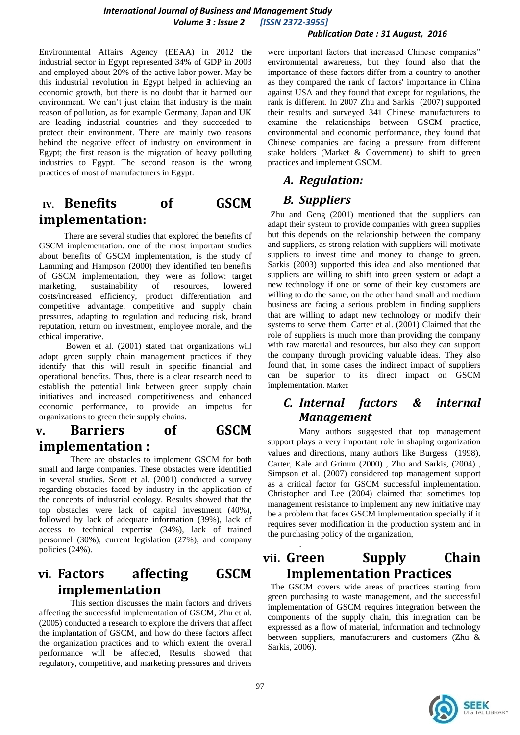Environmental Affairs Agency (EEAA) in 2012 the industrial sector in Egypt represented 34% of GDP in 2003 and employed about 20% of the active labor power. May be this industrial revolution in Egypt helped in achieving an economic growth, but there is no doubt that it harmed our environment. We can't just claim that industry is the main reason of pollution, as for example Germany, Japan and UK are leading industrial countries and they succeeded to protect their environment. There are mainly two reasons behind the negative effect of industry on environment in Egypt; the first reason is the migration of heavy polluting industries to Egypt. The second reason is the wrong practices of most of manufacturers in Egypt.

## IV. Benefits of GSCM implementation:

There are several studies that explored the benefits of GSCM implementation. one of the most important studies about benefits of GSCM implementation, is the study of Lamming and Hampson (2000) they identified ten benefits of GSCM implementation, they were as follow: target marketing, sustainability of resources, lowered costs/increased efficiency, product differentiation and competitive advantage, competitive and supply chain pressures, adapting to regulation and reducing risk, brand reputation, return on investment, employee morale, and the ethical imperative.

Bowen et al. (2001) stated that organizations will adopt green supply chain management practices if they identify that this will result in specific financial and operational benefits. Thus, there is a clear research need to establish the potential link between green supply chain initiatives and increased competitiveness and enhanced economic performance, to provide an impetus for organizations to green their supply chains.

## V. Barriers of GSCM implementation :

There are obstacles to implement GSCM for both small and large companies. These obstacles were identified in several studies. Scott et al. (2001) conducted a survey regarding obstacles faced by industry in the application of the concepts of industrial ecology. Results showed that the top obstacles were lack of capital investment (40%), followed by lack of adequate information (39%), lack of access to technical expertise (34%), lack of trained personnel (30%), current legislation (27%), and company policies (24%).

## VI. Factors affecting GSCM implementation

This section discusses the main factors and drivers affecting the successful implementation of GSCM, Zhu et al. (2005) conducted a research to explore the drivers that affect the implantation of GSCM, and how do these factors affect the organization practices and to which extent the overall performance will be affected, Results showed that regulatory, competitive, and marketing pressures and drivers were important factors that increased Chinese companies" environmental awareness, but they found also that the importance of these factors differ from a country to another as they compared the rank of factors' importance in China against USA and they found that except for regulations, the rank is different. In 2007 Zhu and Sarkis (2007) supported their results and surveyed 341 Chinese manufacturers to examine the relationships between GSCM practice, environmental and economic performance, they found that Chinese companies are facing a pressure from different stake holders (Market & Government) to shift to green practices and implement GSCM.

### *A. Regulation:*

### *B. Suppliers*

Zhu and Geng (2001) mentioned that the suppliers can adapt their system to provide companies with green supplies but this depends on the relationship between the company and suppliers, as strong relation with suppliers will motivate suppliers to invest time and money to change to green. Sarkis (2003) supported this idea and also mentioned that suppliers are willing to shift into green system or adapt a new technology if one or some of their key customers are willing to do the same, on the other hand small and medium business are facing a serious problem in finding suppliers that are willing to adapt new technology or modify their systems to serve them. Carter et al. (2001) Claimed that the role of suppliers is much more than providing the company with raw material and resources, but also they can support the company through providing valuable ideas. They also found that, in some cases the indirect impact of suppliers can be superior to its direct impact on GSCM implementation. Market:

### *C. Internal factors & internal Management*

Many authors suggested that top management support plays a very important role in shaping organization values and directions, many authors like Burgess (1998), Carter, Kale and Grimm (2000) , Zhu and Sarkis, (2004) , Simpson et al. (2007) considered top management support as a critical factor for GSCM successful implementation. Christopher and Lee (2004) claimed that sometimes top management resistance to implement any new initiative may be a problem that faces GSCM implementation specially if it requires sever modification in the production system and in the purchasing policy of the organization,

## VII. Green Supply Chain Implementation Practices

The GSCM covers wide areas of practices starting from green purchasing to waste management, and the successful implementation of GSCM requires integration between the components of the supply chain, this integration can be expressed as a flow of material, information and technology between suppliers, manufacturers and customers (Zhu & Sarkis, 2006).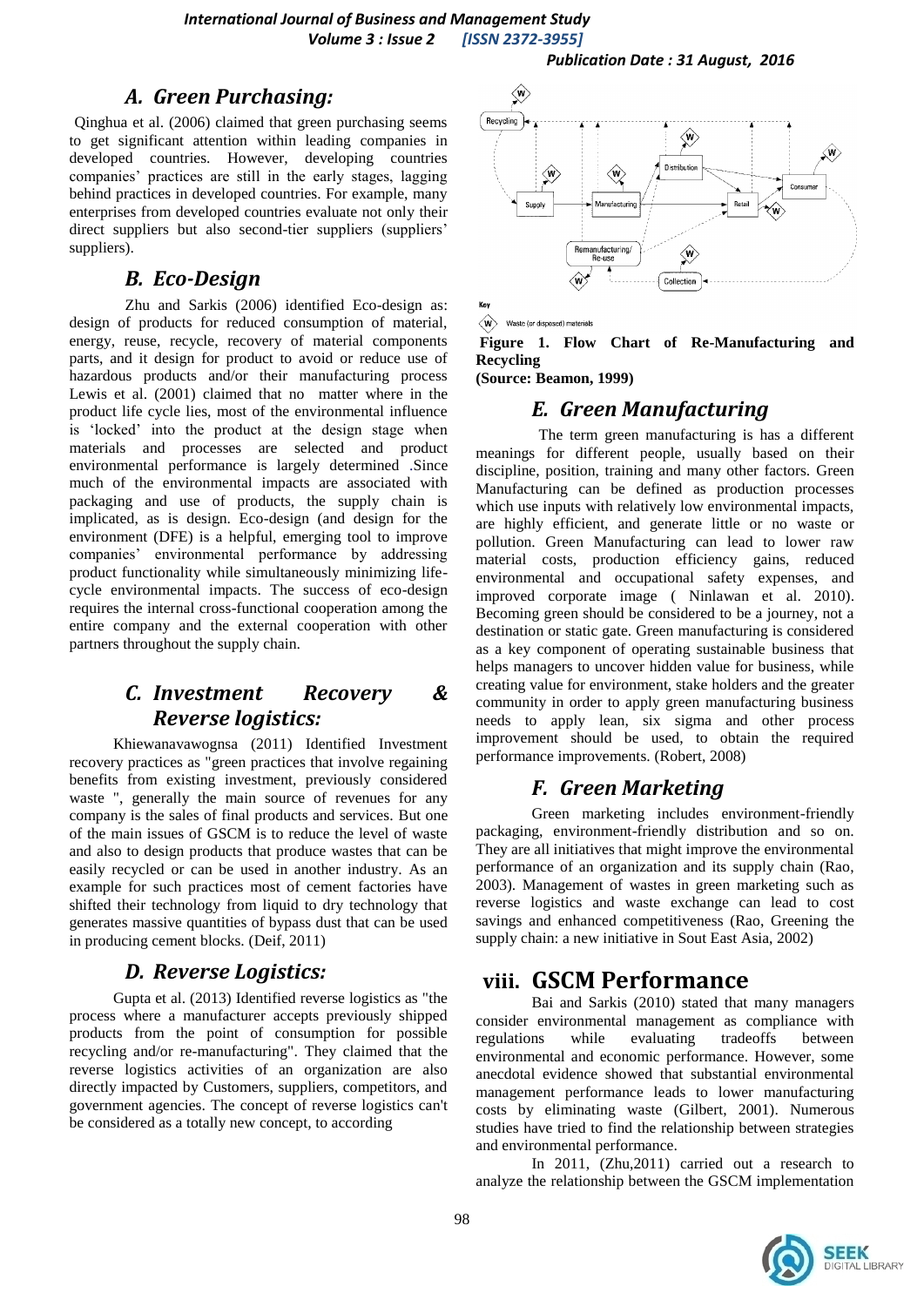## A. Green Purchasing:

Qinghua et al. (2006) claimed that green purchasing seems to get significant attention within leading companies in developed countries. However, developing countries companies' practices are still in the early stages, lagging behind practices in developed countries. For example, many enterprises from developed countries evaluate not only their direct suppliers but also second-tier suppliers (suppliers' suppliers).

## B. Eco-Design

Zhu and Sarkis (2006) identified Eco-design as: design of products for reduced consumption of material, energy, reuse, recycle, recovery of material components parts, and it design for product to avoid or reduce use of hazardous products and/or their manufacturing process Lewis et al. (2001) claimed that no matter where in the product life cycle lies, most of the environmental influence is 'locked' into the product at the design stage when materials and processes are selected and product environmental performance is largely determined .Since much of the environmental impacts are associated with packaging and use of products, the supply chain is implicated, as is design. Eco-design (and design for the environment (DFE) is a helpful, emerging tool to improve companies' environmental performance by addressing product functionality while simultaneously minimizing life-cycle environmental impacts. The success of eco-design requires the internal cross-functional cooperation among the entire company and the external cooperation with other partners throughout the supply chain.

## C. Investment Recovery & Reverse logistics:

Khiewanavawognsa (2011) Identified Investment recovery practices as "green practices that involve regaining benefits from existing investment, previously considered waste ", generally the main source of revenues for any company is the sales of final products and services. But one of the main issues of GSCM is to reduce the level of waste and also to design products that produce wastes that can be easily recycled or can be used in another industry. As an example for such practices most of cement factories have shifted their technology from liquid to dry technology that generates massive quantities of bypass dust that can be used in producing cement blocks. (Deif, 2011)

## D. Reverse Logistics:

Gupta et al. (2013) Identified reverse logistics as "the process where a manufacturer accepts previously shipped products from the point of consumption for possible recycling and/or re-manufacturing". They claimed that the reverse logistics activities of an organization are also directly impacted by Customers, suppliers, competitors, and government agencies. The concept of reverse logistics can't be considered as a totally new concept, to according

**Figure 1. Flow Chart of Re-Manufacturing and Recycling**
**(Source: Beamon, 1999)**

## E. Green Manufacturing

The term green manufacturing is has a different meanings for different people, usually based on their discipline, position, training and many other factors. Green Manufacturing can be defined as production processes which use inputs with relatively low environmental impacts, are highly efficient, and generate little or no waste or pollution. Green Manufacturing can lead to lower raw material costs, production efficiency gains, reduced environmental and occupational safety expenses, and improved corporate image ( Ninlawan et al. 2010). Becoming green should be considered to be a journey, not a destination or static gate. Green manufacturing is considered as a key component of operating sustainable business that helps managers to uncover hidden value for business, while creating value for environment, stake holders and the greater community in order to apply green manufacturing business needs to apply lean, six sigma and other process improvement should be used, to obtain the required performance improvements. (Robert, 2008)

## F. Green Marketing

Green marketing includes environment-friendly packaging, environment-friendly distribution and so on. They are all initiatives that might improve the environmental performance of an organization and its supply chain (Rao, 2003). Management of wastes in green marketing such as reverse logistics and waste exchange can lead to cost savings and enhanced competitiveness (Rao, Greening the supply chain: a new initiative in Sout East Asia, 2002)

# viii. GSCM Performance

Bai and Sarkis (2010) stated that many managers consider environmental management as compliance with regulations while evaluating tradeoffs between environmental and economic performance. However, some anecdotal evidence showed that substantial environmental management performance leads to lower manufacturing costs by eliminating waste (Gilbert, 2001). Numerous studies have tried to find the relationship between strategies and environmental performance.

In 2011, (Zhu,2011) carried out a research to analyze the relationship between the GSCM implementation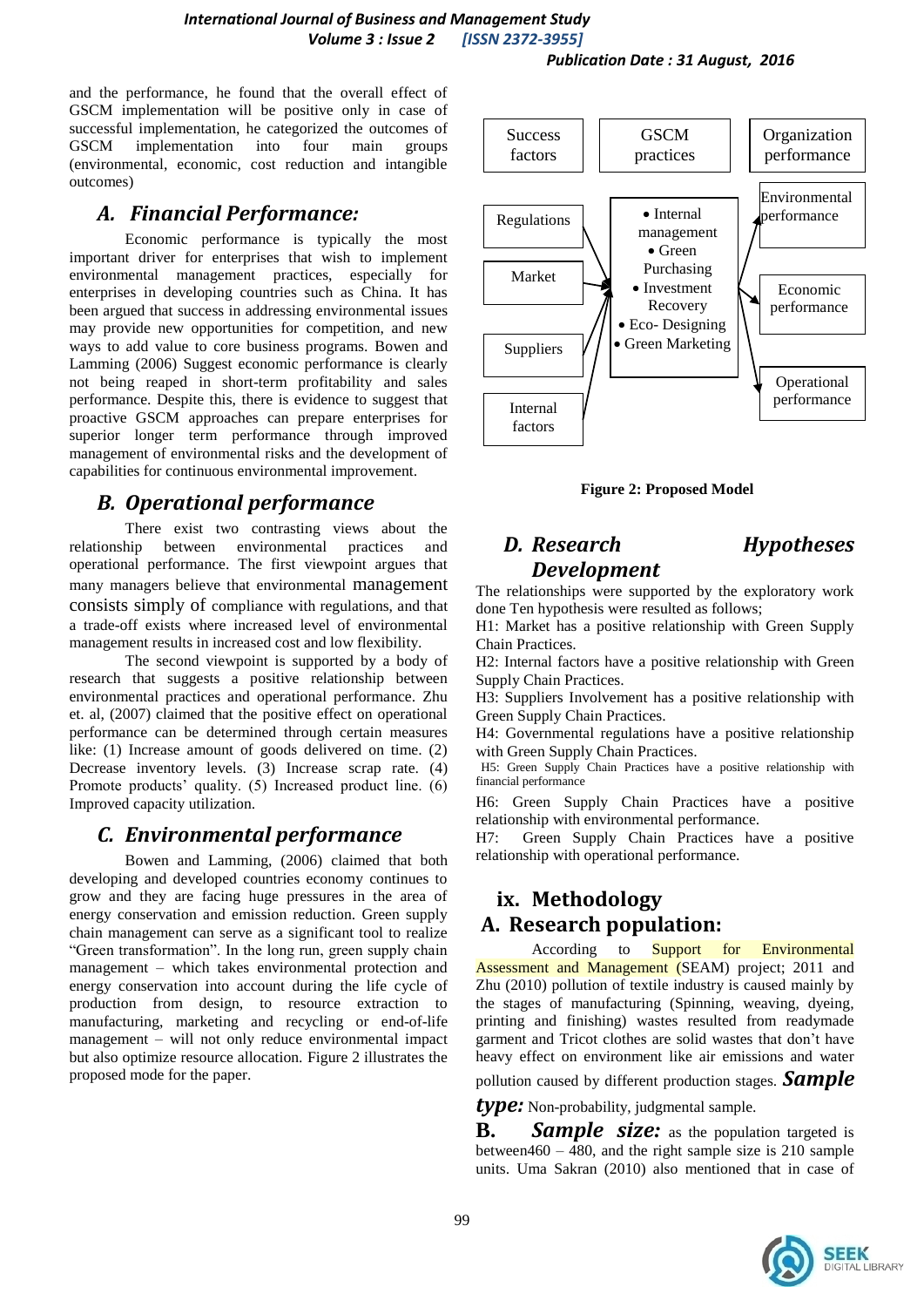and the performance, he found that the overall effect of GSCM implementation will be positive only in case of successful implementation, he categorized the outcomes of GSCM implementation into four main groups (environmental, economic, cost reduction and intangible outcomes)

### *A. Financial Performance:*

Economic performance is typically the most important driver for enterprises that wish to implement environmental management practices, especially for enterprises in developing countries such as China. It has been argued that success in addressing environmental issues may provide new opportunities for competition, and new ways to add value to core business programs. Bowen and Lamming (2006) Suggest economic performance is clearly not being reaped in short-term profitability and sales performance. Despite this, there is evidence to suggest that proactive GSCM approaches can prepare enterprises for superior longer term performance through improved management of environmental risks and the development of capabilities for continuous environmental improvement.

### *B. Operational performance*

There exist two contrasting views about the relationship between environmental practices and operational performance. The first viewpoint argues that many managers believe that environmental management consists simply of compliance with regulations, and that a trade-off exists where increased level of environmental management results in increased cost and low flexibility.

The second viewpoint is supported by a body of research that suggests a positive relationship between environmental practices and operational performance. Zhu et. al, (2007) claimed that the positive effect on operational performance can be determined through certain measures like: (1) Increase amount of goods delivered on time. (2) Decrease inventory levels. (3) Increase scrap rate. (4) Promote products' quality. (5) Increased product line. (6) Improved capacity utilization.

### *C. Environmental performance*

Bowen and Lamming, (2006) claimed that both developing and developed countries economy continues to grow and they are facing huge pressures in the area of energy conservation and emission reduction. Green supply chain management can serve as a significant tool to realize "Green transformation". In the long run, green supply chain management – which takes environmental protection and energy conservation into account during the life cycle of production from design, to resource extraction to manufacturing, marketing and recycling or end-of-life management – will not only reduce environmental impact but also optimize resource allocation. Figure 2 illustrates the proposed mode for the paper.

| Success factors | GSCM practices | Organization performance |
| --- | --- | --- |
| Regulations | • Internal management | Environmental performance |
| Market | • Green Purchasing | Economic performance |
| Suppliers | • Investment Recovery | Operational performance |
| Internal factors | • Eco- Designing | |
| | • Green Marketing | |

**Figure 2: Proposed Model**

### *D. Research Hypotheses Development*

The relationships were supported by the exploratory work done Ten hypothesis were resulted as follows;

H1: Market has a positive relationship with Green Supply Chain Practices.

H2: Internal factors have a positive relationship with Green Supply Chain Practices.

H3: Suppliers Involvement has a positive relationship with Green Supply Chain Practices.

H4: Governmental regulations have a positive relationship with Green Supply Chain Practices.

H5: Green Supply Chain Practices have a positive relationship with financial performance

H6: Green Supply Chain Practices have a positive relationship with environmental performance.

H7: Green Supply Chain Practices have a positive relationship with operational performance.

## ix. Methodology

### A. Research population:

According to Support for Environmental Assessment and Management (SEAM) project; 2011 and Zhu (2010) pollution of textile industry is caused mainly by the stages of manufacturing (Spinning, weaving, dyeing, printing and finishing) wastes resulted from readymade garment and Tricot clothes are solid wastes that don't have heavy effect on environment like air emissions and water pollution caused by different production stages. ***Sample type:*** Non-probability, judgmental sample.

**B.** ***Sample size:*** as the population targeted is between460 – 480, and the right sample size is 210 sample units. Uma Sakran (2010) also mentioned that in case of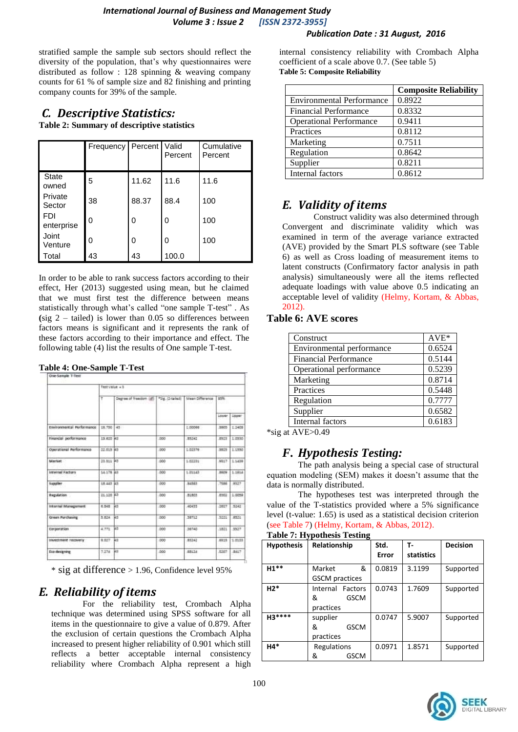stratified sample the sample sub sectors should reflect the diversity of the population, that's why questionnaires were distributed as follow : 128 spinning & weaving company counts for 61 % of sample size and 82 finishing and printing company counts for 39% of the sample.

## C. Descriptive Statistics:

**Table 2: Summary of descriptive statistics**

| | Frequency | Percent | Valid Percent | Cumulative Percent |
|---|---|---|---|---|
| State owned | 5 | 11.62 | 11.6 | 11.6 |
| Private Sector | 38 | 88.37 | 88.4 | 100 |
| FDI enterprise | 0 | 0 | 0 | 100 |
| Joint Venture | 0 | 0 | 0 | 100 |
| Total | 43 | 43 | 100.0 | |

In order to be able to rank success factors according to their effect, Her (2013) suggested using mean, but he claimed that we must first test the difference between means statistically through what's called "one sample T-test" . As (sig 2 – tailed) is lower than 0.05 so differences between factors means is significant and it represents the rank of these factors according to their importance and effect. The following table (4) list the results of One sample T-test.

**Table 4: One-Sample T-Test**

| One-Sample T-Test | | | | | | |
|---|---|---|---|---|---|---|
| | Test Value = 3 | | | | | |
| | T | Degree of freedom (df) | *Sig. (2-tailed) | Mean Difference | 95% | |
| | | | | | Lower | Upper |
| Environmental Performance | 16.750 | 43 | | 1.00066 | .9905 | 1.2408 |
| Financial performance | 13.620 | 43 | .000 | .95242 | .8523 | 1.0530 |
| Operational Performance | 22.015 | 43 | .000 | 1.02576 | .9925 | 1.1550 |
| Market | 23.811 | 43 | .000 | 1.02231 | .9817 | 1.1439 |
| Internal Factors | 14.178 | 43 | .000 | 1.01143 | .8809 | 1.1814 |
| Supplier | 18.443 | 43 | .000 | .84563 | .7586 | .9327 |
| Regulation | 21.120 | 43 | .000 | .91803 | .8302 | 1.0059 |
| Internal Management | 6.548 | 43 | .000 | .40435 | .2627 | .5242 |
| Green Purchasing | 5.824 | 43 | .000 | .39712 | .3221 | .6521 |
| Corporation | 4.771 | 43 | .000 | .36740 | .1821 | .5527 |
| Investment recovery | 9.027 | 43 | .000 | .85242 | .6915 | 1.0135 |
| Eco-designing | 7.274 | 43 | .000 | .68124 | .5207 | .8417 |

\* sig at difference > 1.96, Confidence level 95%

## E. Reliability of items

For the reliability test, Crombach Alpha technique was determined using SPSS software for all items in the questionnaire to give a value of 0.879. After the exclusion of certain questions the Crombach Alpha increased to present higher reliability of 0.901 which still reflects a better acceptable internal consistency reliability where Crombach Alpha represent a high internal consistency reliability with Crombach Alpha coefficient of a scale above 0.7. (See table 5)

**Table 5: Composite Reliability**

| | Composite Reliability |
|---|---|
| Environmental Performance | 0.8922 |
| Financial Performance | 0.8332 |
| Operational Performance | 0.9411 |
| Practices | 0.8112 |
| Marketing | 0.7511 |
| Regulation | 0.8642 |
| Supplier | 0.8211 |
| Internal factors | 0.8612 |

## E. Validity of items

Construct validity was also determined through Convergent and discriminate validity which was examined in term of the average variance extracted (AVE) provided by the Smart PLS software (see Table 6) as well as Cross loading of measurement items to latent constructs (Confirmatory factor analysis in path analysis) simultaneously were all the items reflected adequate loadings with value above 0.5 indicating an acceptable level of validity (Helmy, Kortam, & Abbas, 2012).

**Table 6: AVE scores**

| Construct | AVE* |
|---|---|
| Environmental performance | 0.6524 |
| Financial Performance | 0.5144 |
| Operational performance | 0.5239 |
| Marketing | 0.8714 |
| Practices | 0.5448 |
| Regulation | 0.7777 |
| Supplier | 0.6582 |
| Internal factors | 0.6183 |

\*sig at AVE>0.49

## F. Hypothesis Testing:

The path analysis being a special case of structural equation modeling (SEM) makes it doesn't assume that the data is normally distributed.

The hypotheses test was interpreted through the value of the T-statistics provided where a 5% significance level (t-value: 1.65) is used as a statistical decision criterion (see Table 7) (Helmy, Kortam, & Abbas, 2012).

**Table 7: Hypothesis Testing**

| Hypothesis | Relationship | Std. Error | T-statistics | Decision |
|---|---|---|---|---|
| H1** | Market & GSCM practices | 0.0819 | 3.1199 | Supported |
| H2* | Internal Factors & GSCM practices | 0.0743 | 1.7609 | Supported |
| H3**** | supplier & GSCM practices | 0.0747 | 5.9007 | Supported |
| H4* | Regulations & GSCM | 0.0971 | 1.8571 | Supported |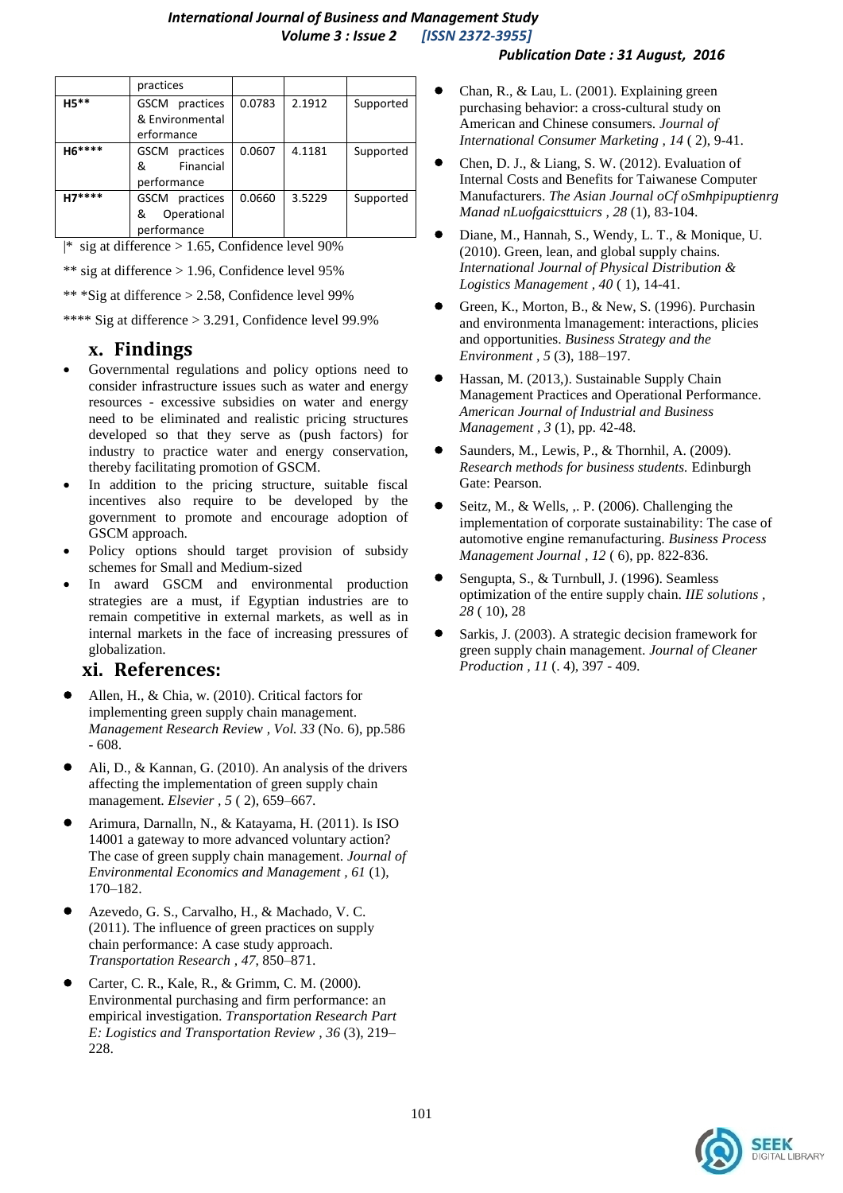| | | | | |
|---|---|---|---|---|
| | practices | | | |
| H5** | GSCM practices & Environmental erformance | 0.0783 | 2.1912 | Supported |
| H6**** | GSCM practices & Financial performance | 0.0607 | 4.1181 | Supported |
| H7**** | GSCM practices & Operational performance | 0.0660 | 3.5229 | Supported |

|* sig at difference > 1.65, Confidence level 90%

** sig at difference > 1.96, Confidence level 95%

** *Sig at difference > 2.58, Confidence level 99%

**** Sig at difference > 3.291, Confidence level 99.9%

## x. Findings

- Governmental regulations and policy options need to consider infrastructure issues such as water and energy resources - excessive subsidies on water and energy need to be eliminated and realistic pricing structures developed so that they serve as (push factors) for industry to practice water and energy conservation, thereby facilitating promotion of GSCM.
- In addition to the pricing structure, suitable fiscal incentives also require to be developed by the government to promote and encourage adoption of GSCM approach.
- Policy options should target provision of subsidy schemes for Small and Medium-sized
- In award GSCM and environmental production strategies are a must, if Egyptian industries are to remain competitive in external markets, as well as in internal markets in the face of increasing pressures of globalization.

## xi. References:

- Allen, H., & Chia, w. (2010). Critical factors for implementing green supply chain management. *Management Research Review , Vol. 33* (No. 6), pp.586 - 608.
- Ali, D., & Kannan, G. (2010). An analysis of the drivers affecting the implementation of green supply chain management. *Elsevier , 5* ( 2), 659–667.
- Arimura, Darnalln, N., & Katayama, H. (2011). Is ISO 14001 a gateway to more advanced voluntary action? The case of green supply chain management. *Journal of Environmental Economics and Management , 61* (1), 170–182.
- Azevedo, G. S., Carvalho, H., & Machado, V. C. (2011). The influence of green practices on supply chain performance: A case study approach. *Transportation Research , 47*, 850–871.
- Carter, C. R., Kale, R., & Grimm, C. M. (2000). Environmental purchasing and firm performance: an empirical investigation. *Transportation Research Part E: Logistics and Transportation Review , 36* (3), 219–228.
- Chan, R., & Lau, L. (2001). Explaining green purchasing behavior: a cross-cultural study on American and Chinese consumers. *Journal of International Consumer Marketing , 14* ( 2), 9-41.
- Chen, D. J., & Liang, S. W. (2012). Evaluation of Internal Costs and Benefits for Taiwanese Computer Manufacturers. *The Asian Journal oCf oSmhpipuptienrg Manad nLuofgaicsttuicrs , 28* (1), 83-104.
- Diane, M., Hannah, S., Wendy, L. T., & Monique, U. (2010). Green, lean, and global supply chains. *International Journal of Physical Distribution & Logistics Management , 40* ( 1), 14-41.
- Green, K., Morton, B., & New, S. (1996). Purchasin and environmenta lmanagement: interactions, plicies and opportunities. *Business Strategy and the Environment , 5* (3), 188–197.
- Hassan, M. (2013,). Sustainable Supply Chain Management Practices and Operational Performance. *American Journal of Industrial and Business Management , 3* (1), pp. 42-48.
- Saunders, M., Lewis, P., & Thornhil, A. (2009). *Research methods for business students.* Edinburgh Gate: Pearson.
- Seitz, M., & Wells, ,. P. (2006). Challenging the implementation of corporate sustainability: The case of automotive engine remanufacturing. *Business Process Management Journal , 12* ( 6), pp. 822-836.
- Sengupta, S., & Turnbull, J. (1996). Seamless optimization of the entire supply chain. *IIE solutions , 28* ( 10), 28
- Sarkis, J. (2003). A strategic decision framework for green supply chain management. *Journal of Cleaner Production , 11* (. 4), 397 - 409.